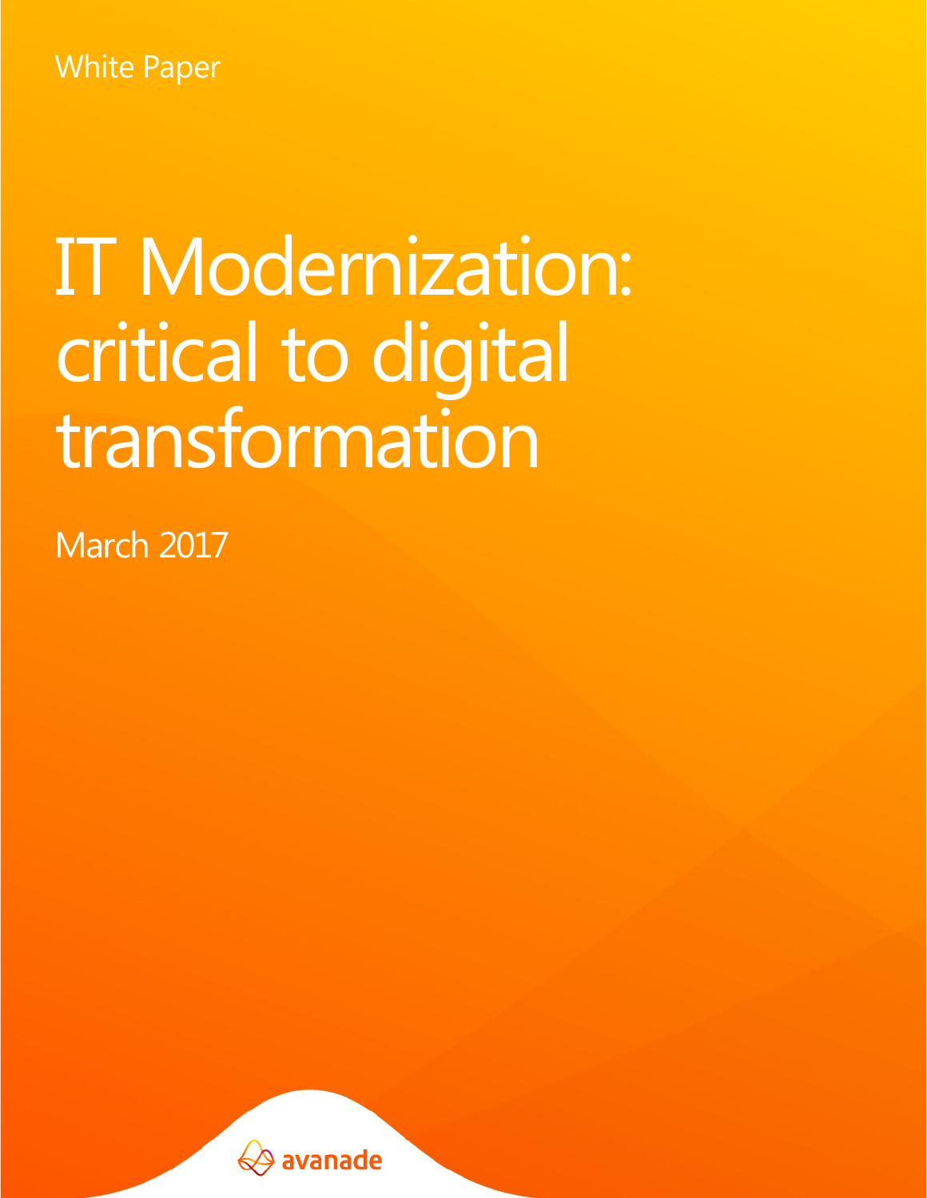White Paper

# IT Modernization: critical to digital transformation

March 2017

avanade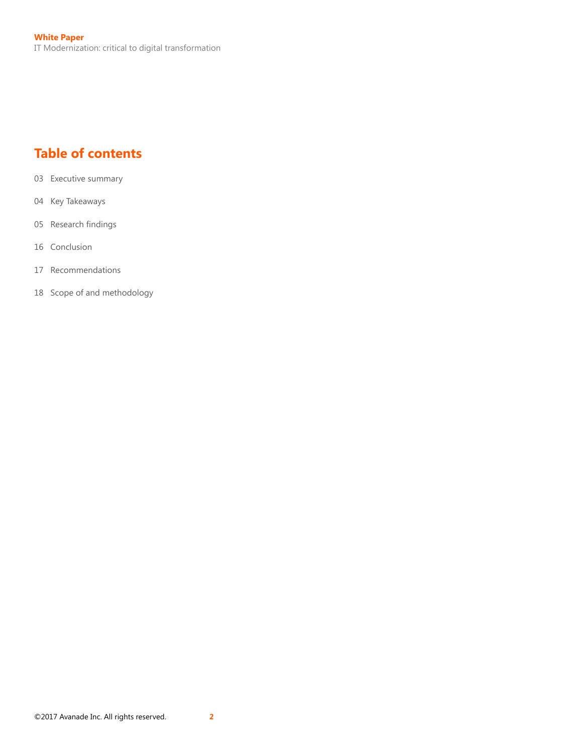## Table of contents

03 Executive summary

04 Key Takeaways

05 Research findings

16 Conclusion

17 Recommendations

18 Scope of and methodology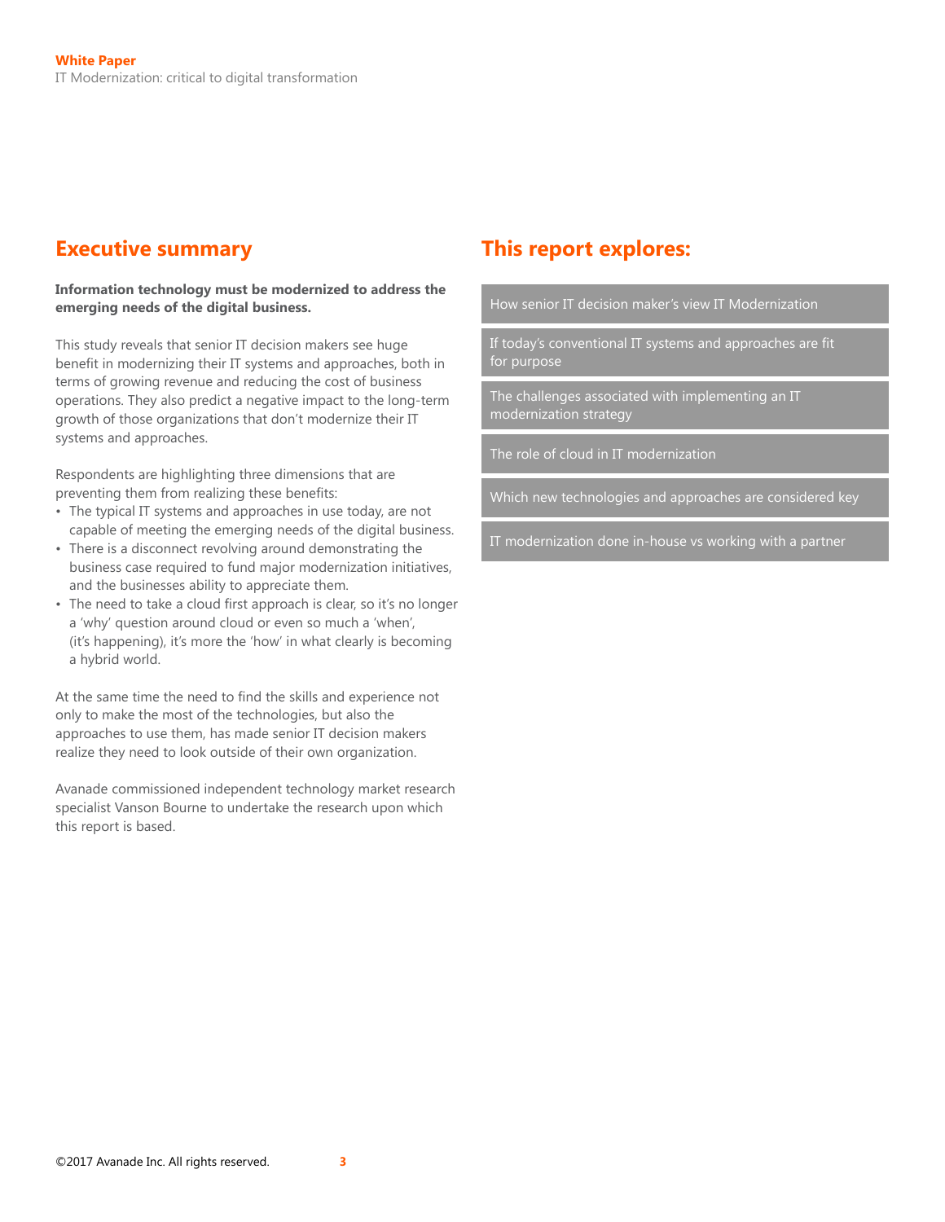## Executive summary

**Information technology must be modernized to address the emerging needs of the digital business.**

This study reveals that senior IT decision makers see huge benefit in modernizing their IT systems and approaches, both in terms of growing revenue and reducing the cost of business operations. They also predict a negative impact to the long-term growth of those organizations that don't modernize their IT systems and approaches.

Respondents are highlighting three dimensions that are preventing them from realizing these benefits:

- The typical IT systems and approaches in use today, are not capable of meeting the emerging needs of the digital business.
- There is a disconnect revolving around demonstrating the business case required to fund major modernization initiatives, and the businesses ability to appreciate them.
- The need to take a cloud first approach is clear, so it's no longer a 'why' question around cloud or even so much a 'when', (it's happening), it's more the 'how' in what clearly is becoming a hybrid world.

At the same time the need to find the skills and experience not only to make the most of the technologies, but also the approaches to use them, has made senior IT decision makers realize they need to look outside of their own organization.

Avanade commissioned independent technology market research specialist Vanson Bourne to undertake the research upon which this report is based.

## This report explores:

- How senior IT decision maker's view IT Modernization
- If today's conventional IT systems and approaches are fit for purpose
- The challenges associated with implementing an IT modernization strategy
- The role of cloud in IT modernization
- Which new technologies and approaches are considered key
- IT modernization done in-house vs working with a partner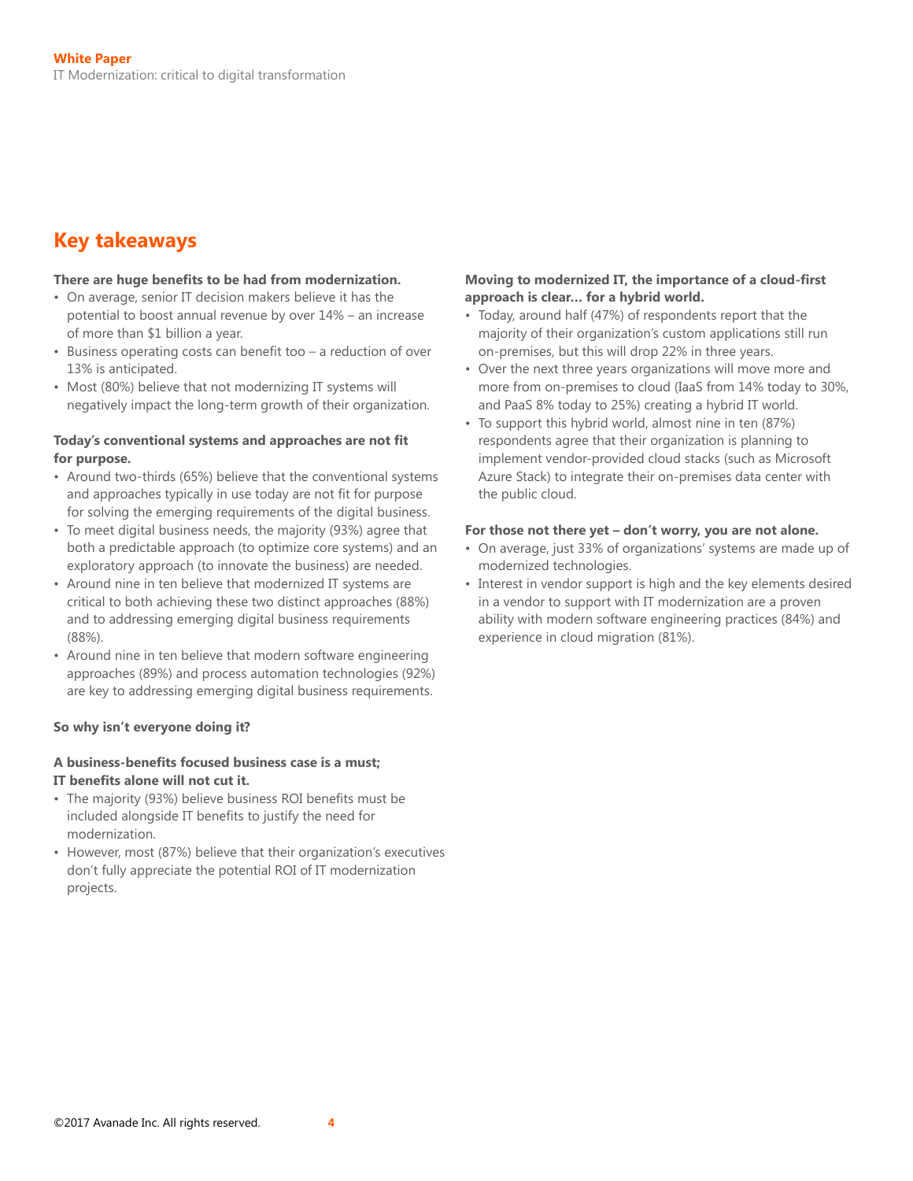## Key takeaways

**There are huge benefits to be had from modernization.**

- On average, senior IT decision makers believe it has the potential to boost annual revenue by over 14% – an increase of more than $1 billion a year.
- Business operating costs can benefit too – a reduction of over 13% is anticipated.
- Most (80%) believe that not modernizing IT systems will negatively impact the long-term growth of their organization.

**Today's conventional systems and approaches are not fit for purpose.**

- Around two-thirds (65%) believe that the conventional systems and approaches typically in use today are not fit for purpose for solving the emerging requirements of the digital business.
- To meet digital business needs, the majority (93%) agree that both a predictable approach (to optimize core systems) and an exploratory approach (to innovate the business) are needed.
- Around nine in ten believe that modernized IT systems are critical to both achieving these two distinct approaches (88%) and to addressing emerging digital business requirements (88%).
- Around nine in ten believe that modern software engineering approaches (89%) and process automation technologies (92%) are key to addressing emerging digital business requirements.

**So why isn't everyone doing it?**

**A business-benefits focused business case is a must; IT benefits alone will not cut it.**

- The majority (93%) believe business ROI benefits must be included alongside IT benefits to justify the need for modernization.
- However, most (87%) believe that their organization's executives don't fully appreciate the potential ROI of IT modernization projects.

**Moving to modernized IT, the importance of a cloud-first approach is clear… for a hybrid world.**

- Today, around half (47%) of respondents report that the majority of their organization's custom applications still run on-premises, but this will drop 22% in three years.
- Over the next three years organizations will move more and more from on-premises to cloud (IaaS from 14% today to 30%, and PaaS 8% today to 25%) creating a hybrid IT world.
- To support this hybrid world, almost nine in ten (87%) respondents agree that their organization is planning to implement vendor-provided cloud stacks (such as Microsoft Azure Stack) to integrate their on-premises data center with the public cloud.

**For those not there yet – don't worry, you are not alone.**

- On average, just 33% of organizations' systems are made up of modernized technologies.
- Interest in vendor support is high and the key elements desired in a vendor to support with IT modernization are a proven ability with modern software engineering practices (84%) and experience in cloud migration (81%).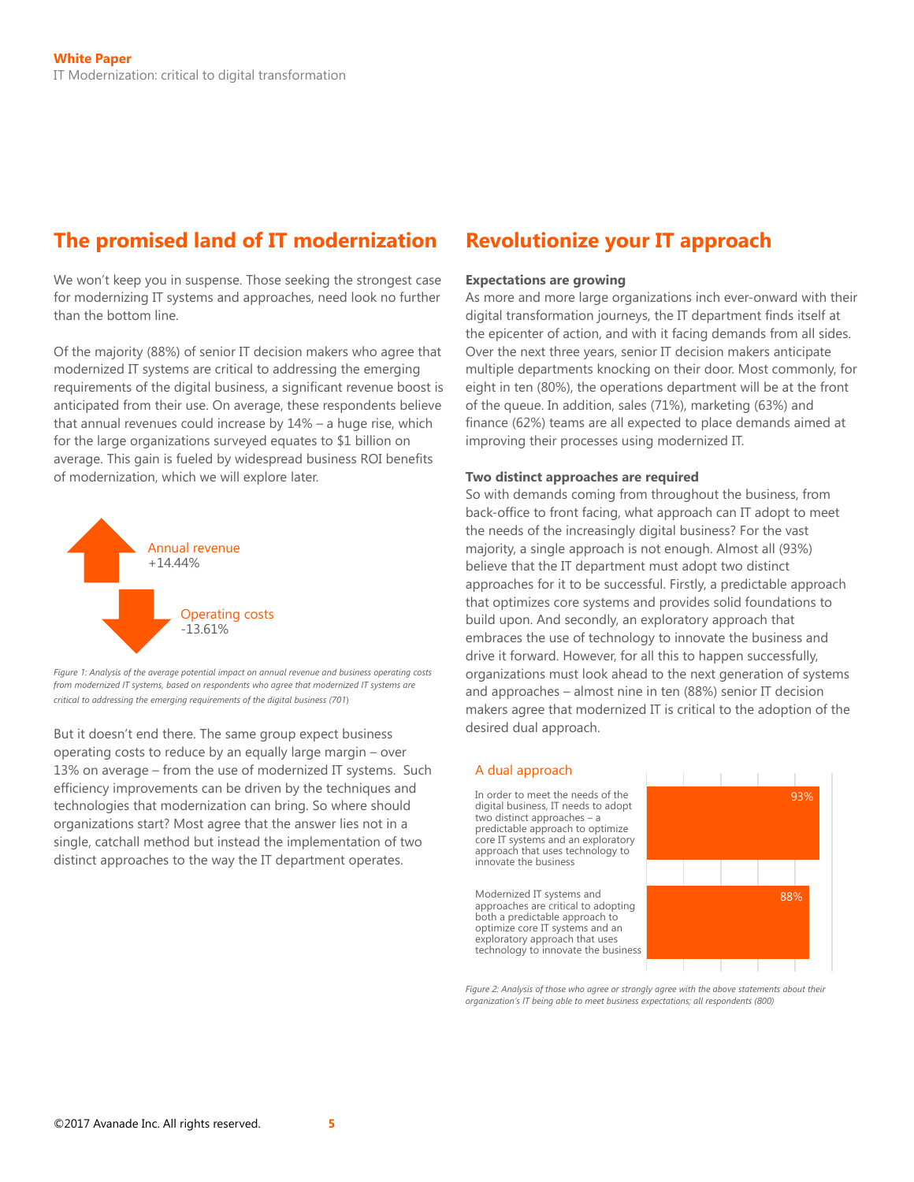## The promised land of IT modernization

We won't keep you in suspense. Those seeking the strongest case for modernizing IT systems and approaches, need look no further than the bottom line.

Of the majority (88%) of senior IT decision makers who agree that modernized IT systems are critical to addressing the emerging requirements of the digital business, a significant revenue boost is anticipated from their use. On average, these respondents believe that annual revenues could increase by 14% – a huge rise, which for the large organizations surveyed equates to $1 billion on average. This gain is fueled by widespread business ROI benefits of modernization, which we will explore later.

Annual revenue
+14.44%

Operating costs
-13.61%

*Figure 1: Analysis of the average potential impact on annual revenue and business operating costs from modernized IT systems, based on respondents who agree that modernized IT systems are critical to addressing the emerging requirements of the digital business (701)*

But it doesn't end there. The same group expect business operating costs to reduce by an equally large margin – over 13% on average – from the use of modernized IT systems. Such efficiency improvements can be driven by the techniques and technologies that modernization can bring. So where should organizations start? Most agree that the answer lies not in a single, catchall method but instead the implementation of two distinct approaches to the way the IT department operates.

## Revolutionize your IT approach

**Expectations are growing**

As more and more large organizations inch ever-onward with their digital transformation journeys, the IT department finds itself at the epicenter of action, and with it facing demands from all sides. Over the next three years, senior IT decision makers anticipate multiple departments knocking on their door. Most commonly, for eight in ten (80%), the operations department will be at the front of the queue. In addition, sales (71%), marketing (63%) and finance (62%) teams are all expected to place demands aimed at improving their processes using modernized IT.

**Two distinct approaches are required**

So with demands coming from throughout the business, from back-office to front facing, what approach can IT adopt to meet the needs of the increasingly digital business? For the vast majority, a single approach is not enough. Almost all (93%) believe that the IT department must adopt two distinct approaches for it to be successful. Firstly, a predictable approach that optimizes core systems and provides solid foundations to build upon. And secondly, an exploratory approach that embraces the use of technology to innovate the business and drive it forward. However, for all this to happen successfully, organizations must look ahead to the next generation of systems and approaches – almost nine in ten (88%) senior IT decision makers agree that modernized IT is critical to the adoption of the desired dual approach.

A dual approach

| Statement | % |
| --- | --- |
| In order to meet the needs of the digital business, IT needs to adopt two distinct approaches – a predictable approach to optimize core IT systems and an exploratory approach that uses technology to innovate the business | 93% |
| Modernized IT systems and approaches are critical to adopting both a predictable approach to optimize core IT systems and an exploratory approach that uses technology to innovate the business | 88% |

*Figure 2: Analysis of those who agree or strongly agree with the above statements about their organization's IT being able to meet business expectations; all respondents (800)*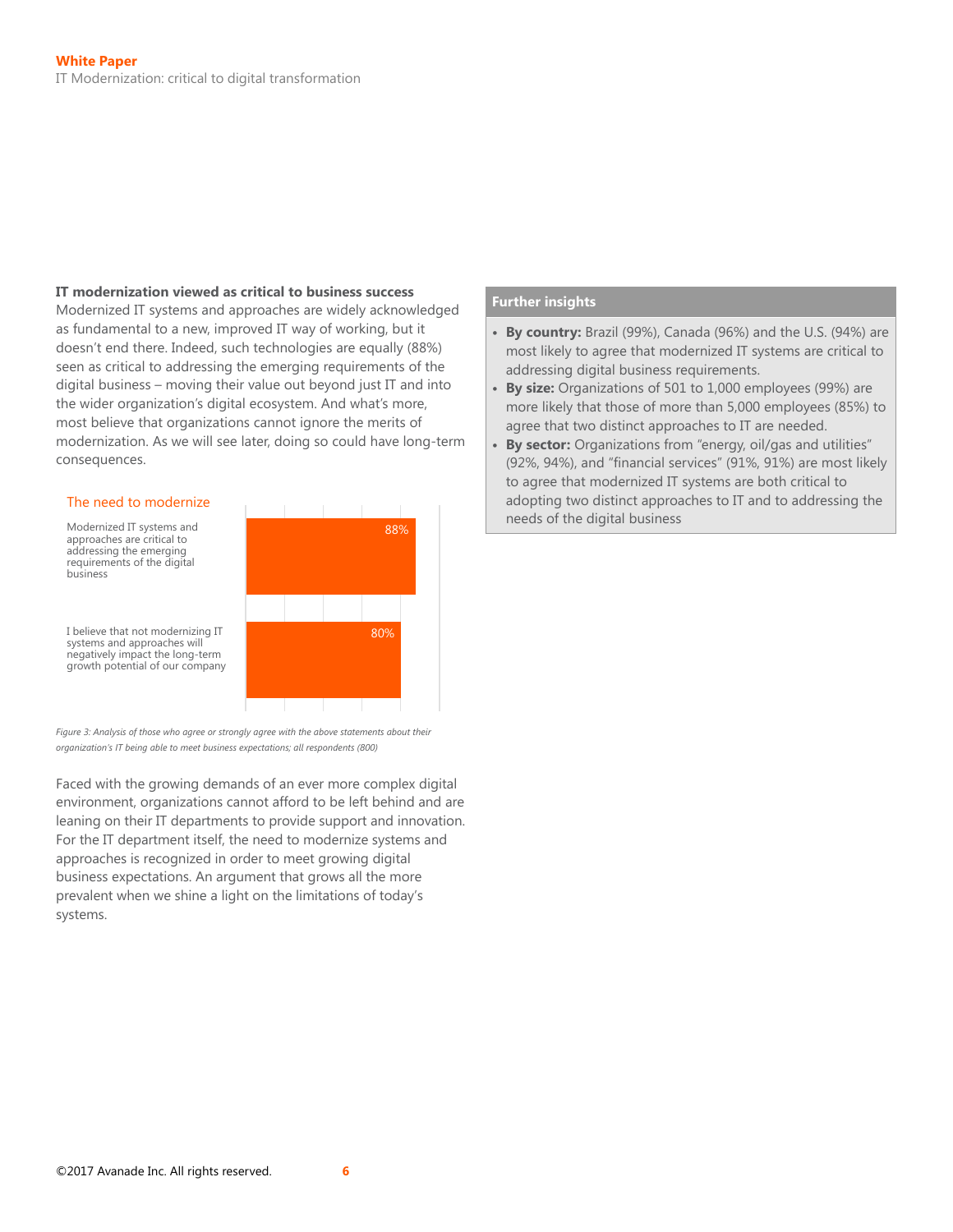### IT modernization viewed as critical to business success

Modernized IT systems and approaches are widely acknowledged as fundamental to a new, improved IT way of working, but it doesn't end there. Indeed, such technologies are equally (88%) seen as critical to addressing the emerging requirements of the digital business – moving their value out beyond just IT and into the wider organization's digital ecosystem. And what's more, most believe that organizations cannot ignore the merits of modernization. As we will see later, doing so could have long-term consequences.

**The need to modernize**

| Statement | % |
|---|---|
| Modernized IT systems and approaches are critical to addressing the emerging requirements of the digital business | 88% |
| I believe that not modernizing IT systems and approaches will negatively impact the long-term growth potential of our company | 80% |

*Figure 3: Analysis of those who agree or strongly agree with the above statements about their organization's IT being able to meet business expectations; all respondents (800)*

Faced with the growing demands of an ever more complex digital environment, organizations cannot afford to be left behind and are leaning on their IT departments to provide support and innovation. For the IT department itself, the need to modernize systems and approaches is recognized in order to meet growing digital business expectations. An argument that grows all the more prevalent when we shine a light on the limitations of today's systems.

**Further insights**

- **By country:** Brazil (99%), Canada (96%) and the U.S. (94%) are most likely to agree that modernized IT systems are critical to addressing digital business requirements.
- **By size:** Organizations of 501 to 1,000 employees (99%) are more likely that those of more than 5,000 employees (85%) to agree that two distinct approaches to IT are needed.
- **By sector:** Organizations from "energy, oil/gas and utilities" (92%, 94%), and "financial services" (91%, 91%) are most likely to agree that modernized IT systems are both critical to adopting two distinct approaches to IT and to addressing the needs of the digital business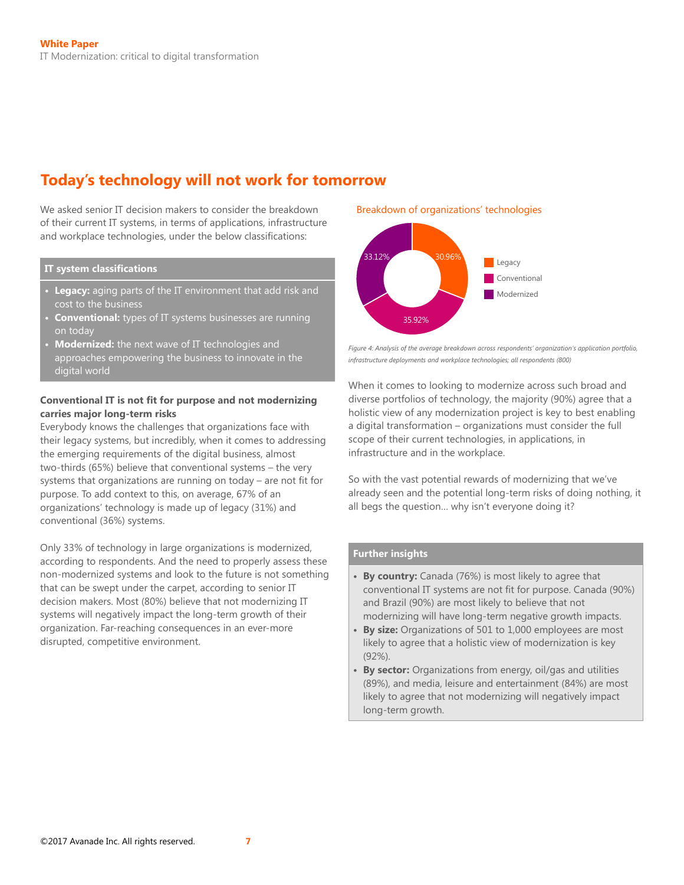## Today's technology will not work for tomorrow

We asked senior IT decision makers to consider the breakdown of their current IT systems, in terms of applications, infrastructure and workplace technologies, under the below classifications:

**IT system classifications**

- **Legacy:** aging parts of the IT environment that add risk and cost to the business
- **Conventional:** types of IT systems businesses are running on today
- **Modernized:** the next wave of IT technologies and approaches empowering the business to innovate in the digital world

**Conventional IT is not fit for purpose and not modernizing carries major long-term risks**

Everybody knows the challenges that organizations face with their legacy systems, but incredibly, when it comes to addressing the emerging requirements of the digital business, almost two-thirds (65%) believe that conventional systems – the very systems that organizations are running on today – are not fit for purpose. To add context to this, on average, 67% of an organizations' technology is made up of legacy (31%) and conventional (36%) systems.

Only 33% of technology in large organizations is modernized, according to respondents. And the need to properly assess these non-modernized systems and look to the future is not something that can be swept under the carpet, according to senior IT decision makers. Most (80%) believe that not modernizing IT systems will negatively impact the long-term growth of their organization. Far-reaching consequences in an ever-more disrupted, competitive environment.

Breakdown of organizations' technologies

| Category | Share |
| --- | --- |
| Legacy | 30.96% |
| Conventional | 35.92% |
| Modernized | 33.12% |

*Figure 4: Analysis of the average breakdown across respondents' organization's application portfolio, infrastructure deployments and workplace technologies; all respondents (800)*

When it comes to looking to modernize across such broad and diverse portfolios of technology, the majority (90%) agree that a holistic view of any modernization project is key to best enabling a digital transformation – organizations must consider the full scope of their current technologies, in applications, in infrastructure and in the workplace.

So with the vast potential rewards of modernizing that we've already seen and the potential long-term risks of doing nothing, it all begs the question... why isn't everyone doing it?

**Further insights**

- **By country:** Canada (76%) is most likely to agree that conventional IT systems are not fit for purpose. Canada (90%) and Brazil (90%) are most likely to believe that not modernizing will have long-term negative growth impacts.
- **By size:** Organizations of 501 to 1,000 employees are most likely to agree that a holistic view of modernization is key (92%).
- **By sector:** Organizations from energy, oil/gas and utilities (89%), and media, leisure and entertainment (84%) are most likely to agree that not modernizing will negatively impact long-term growth.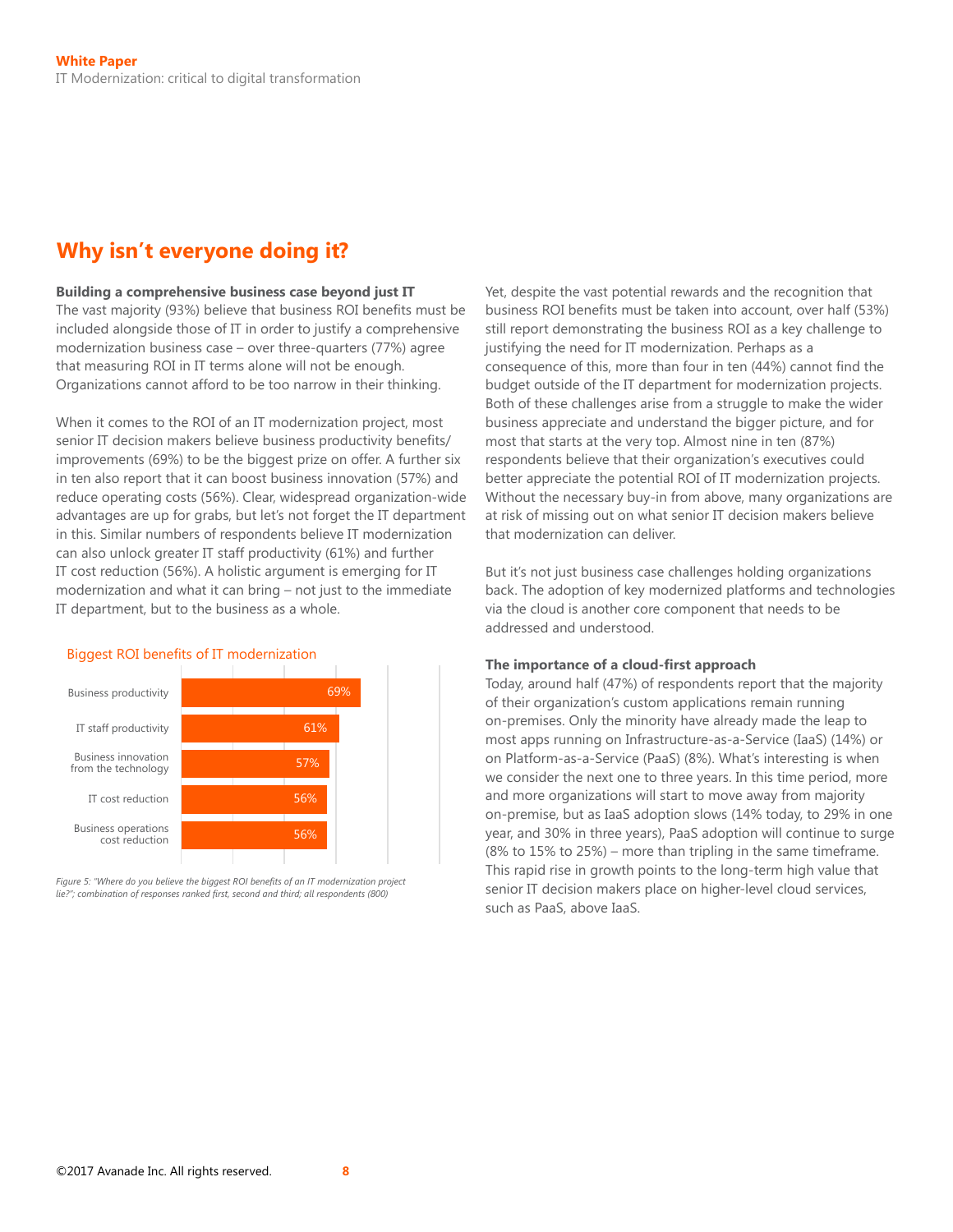## Why isn't everyone doing it?

**Building a comprehensive business case beyond just IT**

The vast majority (93%) believe that business ROI benefits must be included alongside those of IT in order to justify a comprehensive modernization business case – over three-quarters (77%) agree that measuring ROI in IT terms alone will not be enough. Organizations cannot afford to be too narrow in their thinking.

When it comes to the ROI of an IT modernization project, most senior IT decision makers believe business productivity benefits/improvements (69%) to be the biggest prize on offer. A further six in ten also report that it can boost business innovation (57%) and reduce operating costs (56%). Clear, widespread organization-wide advantages are up for grabs, but let's not forget the IT department in this. Similar numbers of respondents believe IT modernization can also unlock greater IT staff productivity (61%) and further IT cost reduction (56%). A holistic argument is emerging for IT modernization and what it can bring – not just to the immediate IT department, but to the business as a whole.

**Biggest ROI benefits of IT modernization**

| Benefit | % |
|---|---|
| Business productivity | 69% |
| IT staff productivity | 61% |
| Business innovation from the technology | 57% |
| IT cost reduction | 56% |
| Business operations cost reduction | 56% |

*Figure 5: "Where do you believe the biggest ROI benefits of an IT modernization project lie?"; combination of responses ranked first, second and third; all respondents (800)*

Yet, despite the vast potential rewards and the recognition that business ROI benefits must be taken into account, over half (53%) still report demonstrating the business ROI as a key challenge to justifying the need for IT modernization. Perhaps as a consequence of this, more than four in ten (44%) cannot find the budget outside of the IT department for modernization projects. Both of these challenges arise from a struggle to make the wider business appreciate and understand the bigger picture, and for most that starts at the very top. Almost nine in ten (87%) respondents believe that their organization's executives could better appreciate the potential ROI of IT modernization projects. Without the necessary buy-in from above, many organizations are at risk of missing out on what senior IT decision makers believe that modernization can deliver.

But it's not just business case challenges holding organizations back. The adoption of key modernized platforms and technologies via the cloud is another core component that needs to be addressed and understood.

**The importance of a cloud-first approach**

Today, around half (47%) of respondents report that the majority of their organization's custom applications remain running on-premises. Only the minority have already made the leap to most apps running on Infrastructure-as-a-Service (IaaS) (14%) or on Platform-as-a-Service (PaaS) (8%). What's interesting is when we consider the next one to three years. In this time period, more and more organizations will start to move away from majority on-premise, but as IaaS adoption slows (14% today, to 29% in one year, and 30% in three years), PaaS adoption will continue to surge (8% to 15% to 25%) – more than tripling in the same timeframe. This rapid rise in growth points to the long-term high value that senior IT decision makers place on higher-level cloud services, such as PaaS, above IaaS.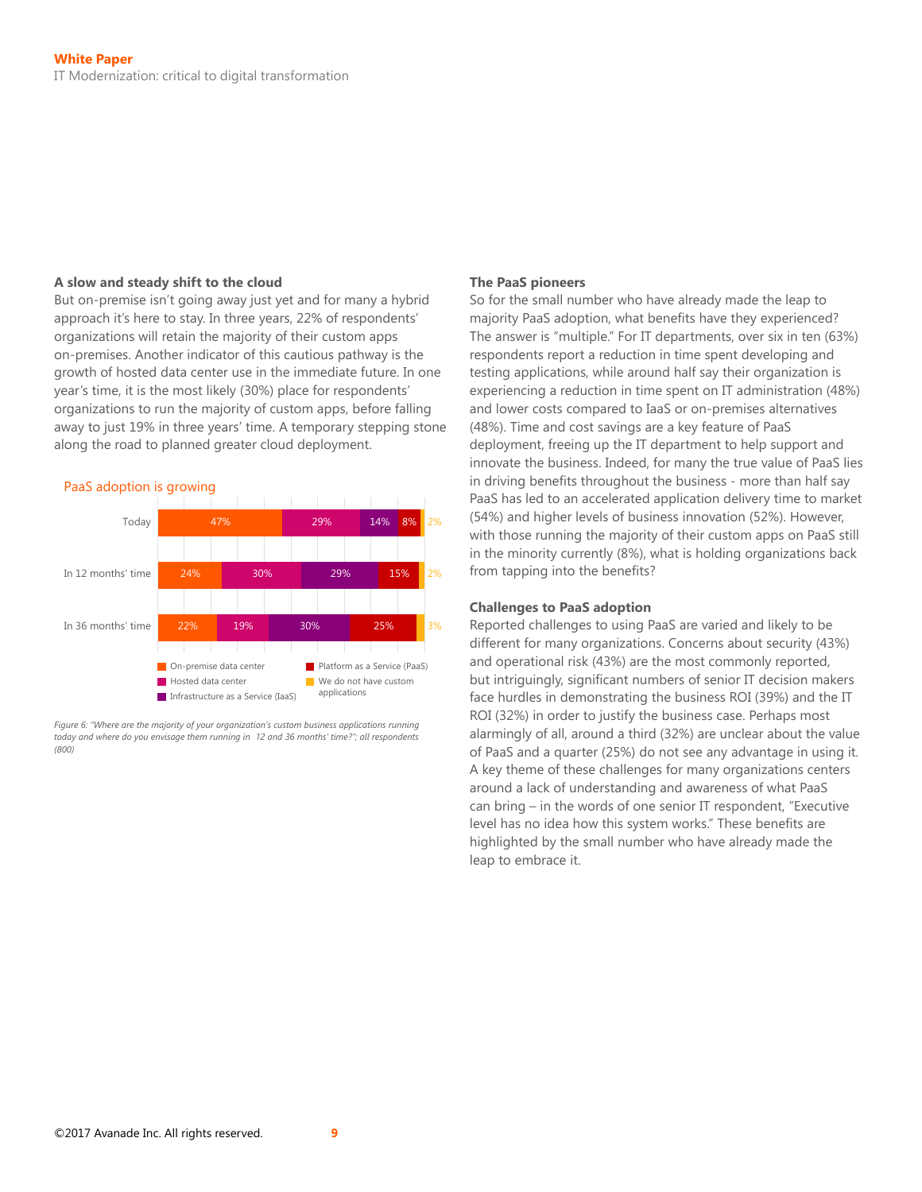### A slow and steady shift to the cloud

But on-premise isn't going away just yet and for many a hybrid approach it's here to stay. In three years, 22% of respondents' organizations will retain the majority of their custom apps on-premises. Another indicator of this cautious pathway is the growth of hosted data center use in the immediate future. In one year's time, it is the most likely (30%) place for respondents' organizations to run the majority of custom apps, before falling away to just 19% in three years' time. A temporary stepping stone along the road to planned greater cloud deployment.

**PaaS adoption is growing**

| | On-premise data center | Hosted data center | Infrastructure as a Service (IaaS) | Platform as a Service (PaaS) | We do not have custom applications |
|---|---|---|---|---|---|
| Today | 47% | 29% | 14% | 8% | 2% |
| In 12 months' time | 24% | 30% | 29% | 15% | 2% |
| In 36 months' time | 22% | 19% | 30% | 25% | 3% |

*Figure 6: "Where are the majority of your organization's custom business applications running today and where do you envisage them running in 12 and 36 months' time?"; all respondents (800)*

### The PaaS pioneers

So for the small number who have already made the leap to majority PaaS adoption, what benefits have they experienced? The answer is "multiple." For IT departments, over six in ten (63%) respondents report a reduction in time spent developing and testing applications, while around half say their organization is experiencing a reduction in time spent on IT administration (48%) and lower costs compared to IaaS or on-premises alternatives (48%). Time and cost savings are a key feature of PaaS deployment, freeing up the IT department to help support and innovate the business. Indeed, for many the true value of PaaS lies in driving benefits throughout the business - more than half say PaaS has led to an accelerated application delivery time to market (54%) and higher levels of business innovation (52%). However, with those running the majority of their custom apps on PaaS still in the minority currently (8%), what is holding organizations back from tapping into the benefits?

### Challenges to PaaS adoption

Reported challenges to using PaaS are varied and likely to be different for many organizations. Concerns about security (43%) and operational risk (43%) are the most commonly reported, but intriguingly, significant numbers of senior IT decision makers face hurdles in demonstrating the business ROI (39%) and the IT ROI (32%) in order to justify the business case. Perhaps most alarmingly of all, around a third (32%) are unclear about the value of PaaS and a quarter (25%) do not see any advantage in using it. A key theme of these challenges for many organizations centers around a lack of understanding and awareness of what PaaS can bring – in the words of one senior IT respondent, "Executive level has no idea how this system works." These benefits are highlighted by the small number who have already made the leap to embrace it.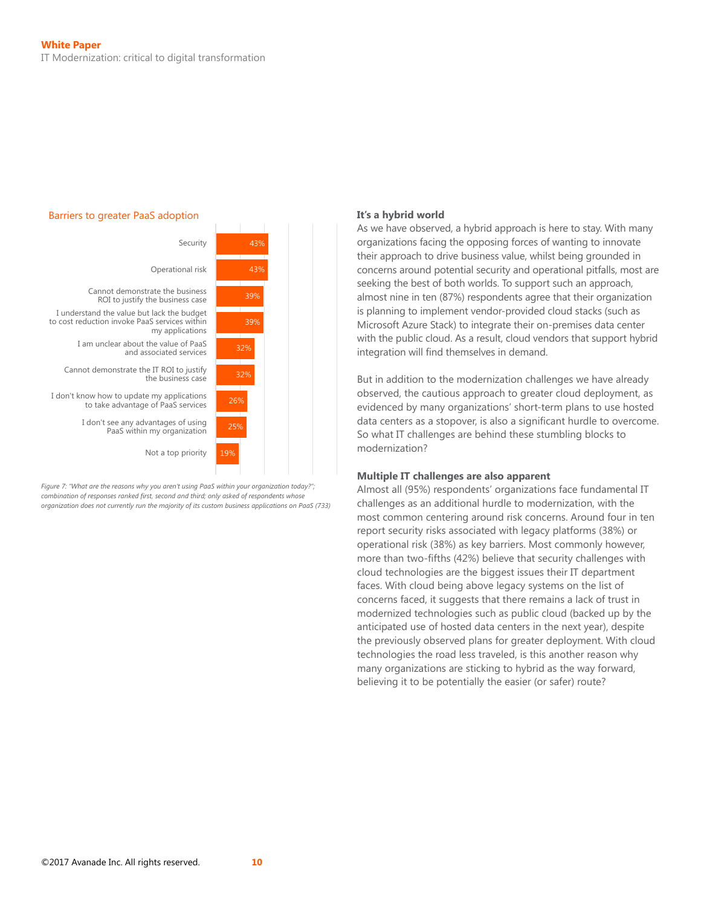Barriers to greater PaaS adoption

| Barrier | % |
|---|---|
| Security | 43% |
| Operational risk | 43% |
| Cannot demonstrate the business ROI to justify the business case | 39% |
| I understand the value but lack the budget to cost reduction invoke PaaS services within my applications | 39% |
| I am unclear about the value of PaaS and associated services | 32% |
| Cannot demonstrate the IT ROI to justify the business case | 32% |
| I don't know how to update my applications to take advantage of PaaS services | 26% |
| I don't see any advantages of using PaaS within my organization | 25% |
| Not a top priority | 19% |

*Figure 7: "What are the reasons why you aren't using PaaS within your organization today?"; combination of responses ranked first, second and third; only asked of respondents whose organization does not currently run the majority of its custom business applications on PaaS (733)*

### It's a hybrid world

As we have observed, a hybrid approach is here to stay. With many organizations facing the opposing forces of wanting to innovate their approach to drive business value, whilst being grounded in concerns around potential security and operational pitfalls, most are seeking the best of both worlds. To support such an approach, almost nine in ten (87%) respondents agree that their organization is planning to implement vendor-provided cloud stacks (such as Microsoft Azure Stack) to integrate their on-premises data center with the public cloud. As a result, cloud vendors that support hybrid integration will find themselves in demand.

But in addition to the modernization challenges we have already observed, the cautious approach to greater cloud deployment, as evidenced by many organizations' short-term plans to use hosted data centers as a stopover, is also a significant hurdle to overcome. So what IT challenges are behind these stumbling blocks to modernization?

### Multiple IT challenges are also apparent

Almost all (95%) respondents' organizations face fundamental IT challenges as an additional hurdle to modernization, with the most common centering around risk concerns. Around four in ten report security risks associated with legacy platforms (38%) or operational risk (38%) as key barriers. Most commonly however, more than two-fifths (42%) believe that security challenges with cloud technologies are the biggest issues their IT department faces. With cloud being above legacy systems on the list of concerns faced, it suggests that there remains a lack of trust in modernized technologies such as public cloud (backed up by the anticipated use of hosted data centers in the next year), despite the previously observed plans for greater deployment. With cloud technologies the road less traveled, is this another reason why many organizations are sticking to hybrid as the way forward, believing it to be potentially the easier (or safer) route?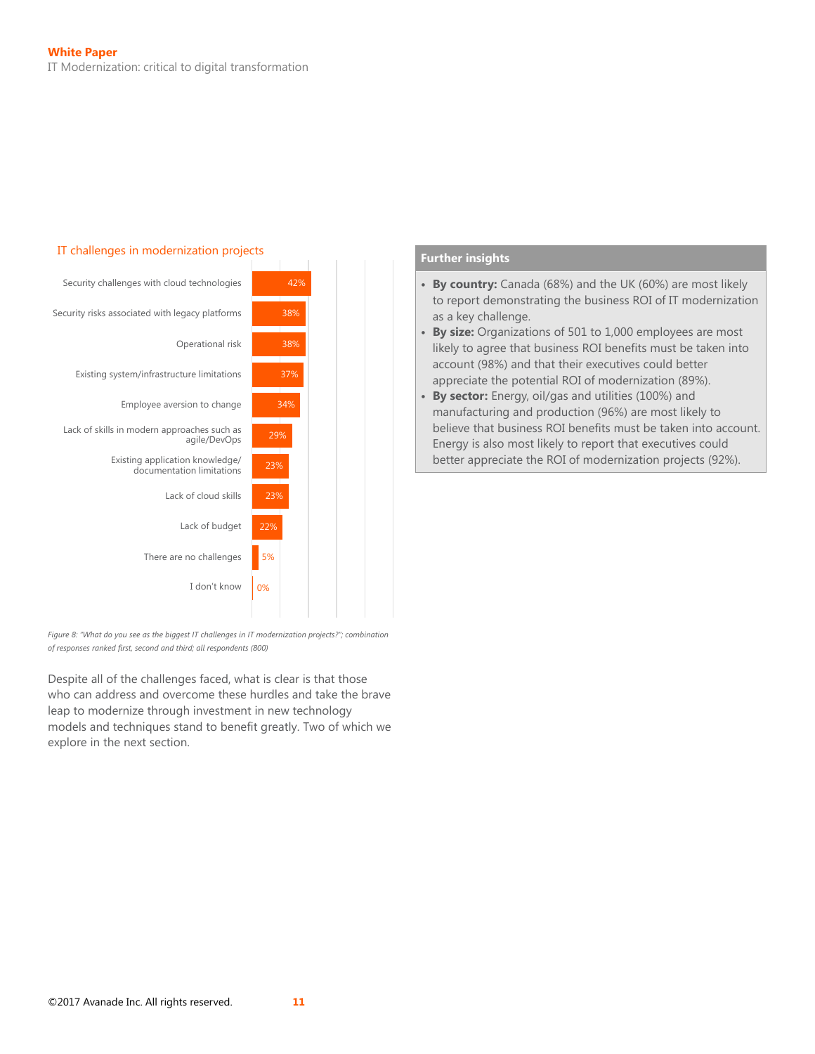## IT challenges in modernization projects

| Challenge | % |
|---|---|
| Security challenges with cloud technologies | 42% |
| Security risks associated with legacy platforms | 38% |
| Operational risk | 38% |
| Existing system/infrastructure limitations | 37% |
| Employee aversion to change | 34% |
| Lack of skills in modern approaches such as agile/DevOps | 29% |
| Existing application knowledge/documentation limitations | 23% |
| Lack of cloud skills | 23% |
| Lack of budget | 22% |
| There are no challenges | 5% |
| I don't know | 0% |

*Figure 8: "What do you see as the biggest IT challenges in IT modernization projects?"; combination of responses ranked first, second and third; all respondents (800)*

Despite all of the challenges faced, what is clear is that those who can address and overcome these hurdles and take the brave leap to modernize through investment in new technology models and techniques stand to benefit greatly. Two of which we explore in the next section.

### Further insights

- **By country:** Canada (68%) and the UK (60%) are most likely to report demonstrating the business ROI of IT modernization as a key challenge.
- **By size:** Organizations of 501 to 1,000 employees are most likely to agree that business ROI benefits must be taken into account (98%) and that their executives could better appreciate the potential ROI of modernization (89%).
- **By sector:** Energy, oil/gas and utilities (100%) and manufacturing and production (96%) are most likely to believe that business ROI benefits must be taken into account. Energy is also most likely to report that executives could better appreciate the ROI of modernization projects (92%).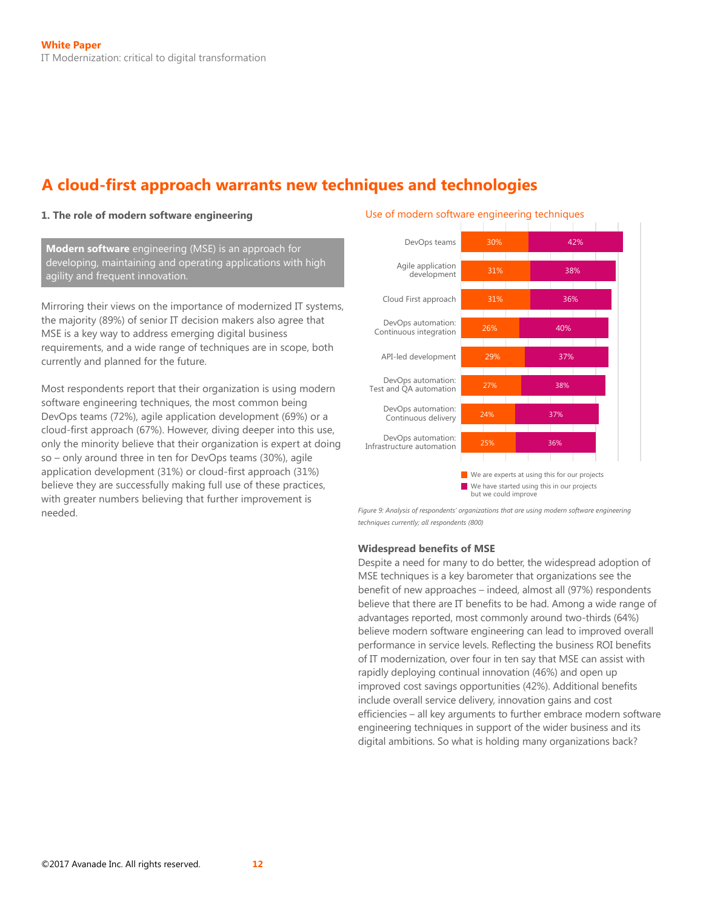# A cloud-first approach warrants new techniques and technologies

### 1. The role of modern software engineering

**Modern software** engineering (MSE) is an approach for developing, maintaining and operating applications with high agility and frequent innovation.

Mirroring their views on the importance of modernized IT systems, the majority (89%) of senior IT decision makers also agree that MSE is a key way to address emerging digital business requirements, and a wide range of techniques are in scope, both currently and planned for the future.

Most respondents report that their organization is using modern software engineering techniques, the most common being DevOps teams (72%), agile application development (69%) or a cloud-first approach (67%). However, diving deeper into this use, only the minority believe that their organization is expert at doing so – only around three in ten for DevOps teams (30%), agile application development (31%) or cloud-first approach (31%) believe they are successfully making full use of these practices, with greater numbers believing that further improvement is needed.

**Use of modern software engineering techniques**

| Technique | We are experts at using this for our projects | We have started using this in our projects but we could improve |
|---|---|---|
| DevOps teams | 30% | 42% |
| Agile application development | 31% | 38% |
| Cloud First approach | 31% | 36% |
| DevOps automation: Continuous integration | 26% | 40% |
| API-led development | 29% | 37% |
| DevOps automation: Test and QA automation | 27% | 38% |
| DevOps automation: Continuous delivery | 24% | 37% |
| DevOps automation: Infrastructure automation | 25% | 36% |

*Figure 9: Analysis of respondents' organizations that are using modern software engineering techniques currently; all respondents (800)*

**Widespread benefits of MSE**

Despite a need for many to do better, the widespread adoption of MSE techniques is a key barometer that organizations see the benefit of new approaches – indeed, almost all (97%) respondents believe that there are IT benefits to be had. Among a wide range of advantages reported, most commonly around two-thirds (64%) believe modern software engineering can lead to improved overall performance in service levels. Reflecting the business ROI benefits of IT modernization, over four in ten say that MSE can assist with rapidly deploying continual innovation (46%) and open up improved cost savings opportunities (42%). Additional benefits include overall service delivery, innovation gains and cost efficiencies – all key arguments to further embrace modern software engineering techniques in support of the wider business and its digital ambitions. So what is holding many organizations back?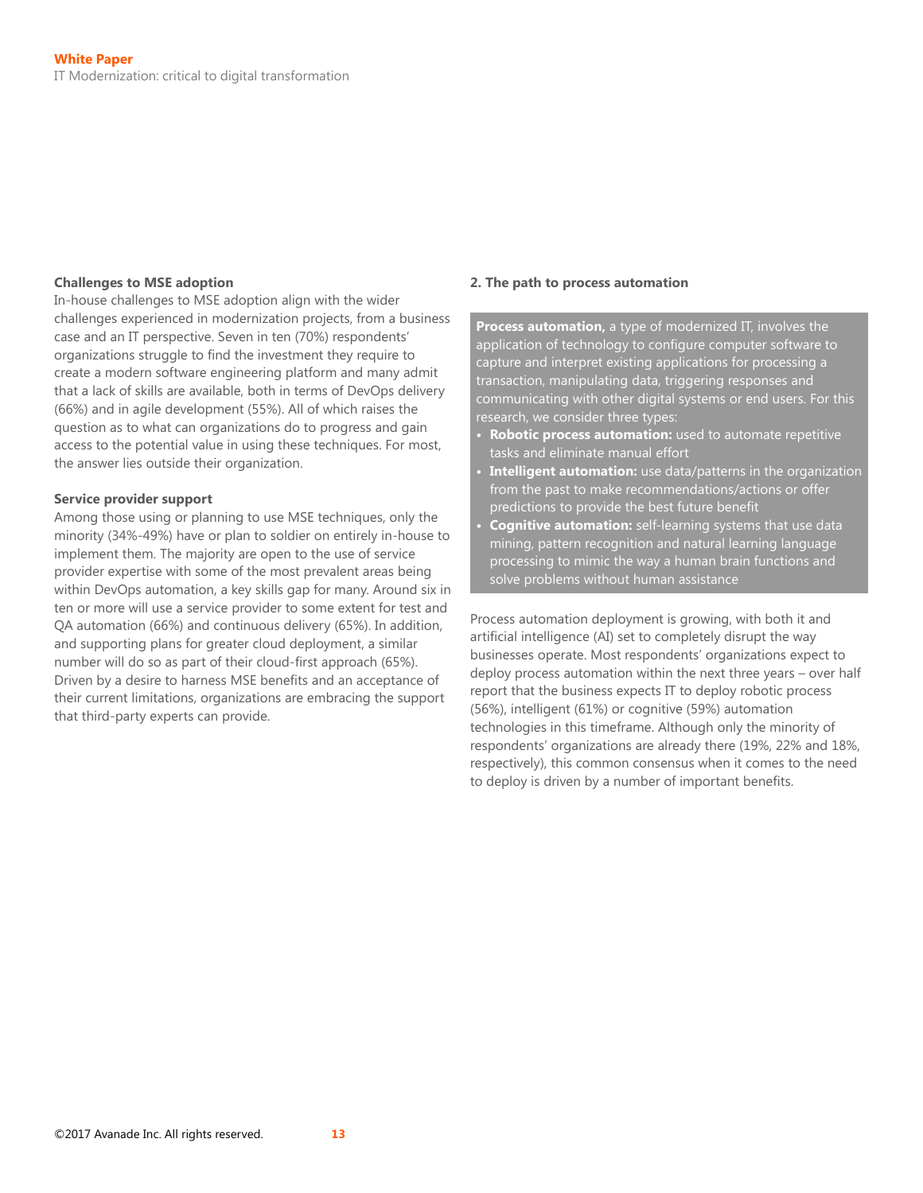### Challenges to MSE adoption

In-house challenges to MSE adoption align with the wider challenges experienced in modernization projects, from a business case and an IT perspective. Seven in ten (70%) respondents' organizations struggle to find the investment they require to create a modern software engineering platform and many admit that a lack of skills are available, both in terms of DevOps delivery (66%) and in agile development (55%). All of which raises the question as to what can organizations do to progress and gain access to the potential value in using these techniques. For most, the answer lies outside their organization.

### Service provider support

Among those using or planning to use MSE techniques, only the minority (34%-49%) have or plan to soldier on entirely in-house to implement them. The majority are open to the use of service provider expertise with some of the most prevalent areas being within DevOps automation, a key skills gap for many. Around six in ten or more will use a service provider to some extent for test and QA automation (66%) and continuous delivery (65%). In addition, and supporting plans for greater cloud deployment, a similar number will do so as part of their cloud-first approach (65%). Driven by a desire to harness MSE benefits and an acceptance of their current limitations, organizations are embracing the support that third-party experts can provide.

### 2. The path to process automation

**Process automation,** a type of modernized IT, involves the application of technology to configure computer software to capture and interpret existing applications for processing a transaction, manipulating data, triggering responses and communicating with other digital systems or end users. For this research, we consider three types:

- **Robotic process automation:** used to automate repetitive tasks and eliminate manual effort
- **Intelligent automation:** use data/patterns in the organization from the past to make recommendations/actions or offer predictions to provide the best future benefit
- **Cognitive automation:** self-learning systems that use data mining, pattern recognition and natural learning language processing to mimic the way a human brain functions and solve problems without human assistance

Process automation deployment is growing, with both it and artificial intelligence (AI) set to completely disrupt the way businesses operate. Most respondents' organizations expect to deploy process automation within the next three years – over half report that the business expects IT to deploy robotic process (56%), intelligent (61%) or cognitive (59%) automation technologies in this timeframe. Although only the minority of respondents' organizations are already there (19%, 22% and 18%, respectively), this common consensus when it comes to the need to deploy is driven by a number of important benefits.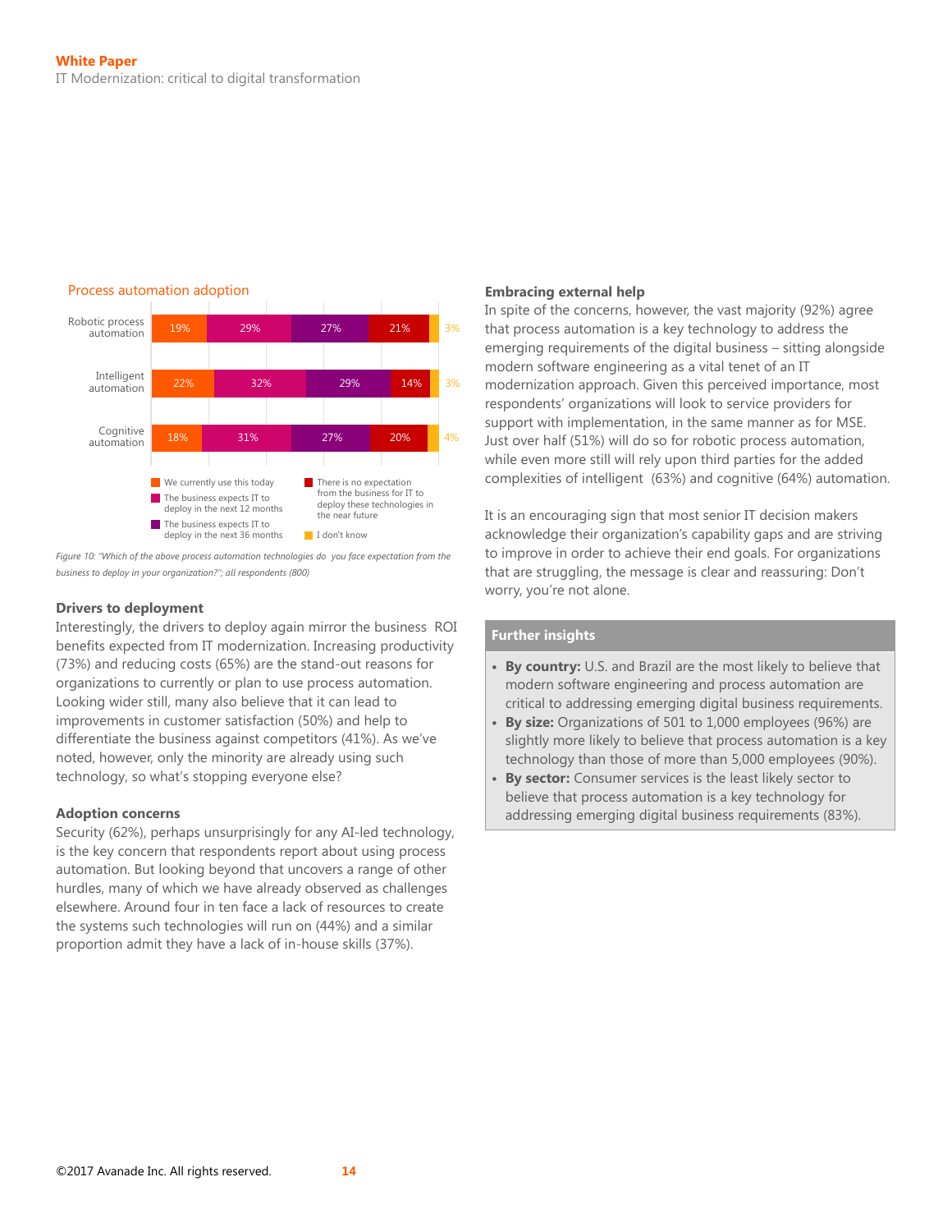### Process automation adoption

| | We currently use this today | The business expects IT to deploy in the next 12 months | The business expects IT to deploy in the next 36 months | There is no expectation from the business for IT to deploy these technologies in the near future | I don't know |
|---|---|---|---|---|---|
| Robotic process automation | 19% | 29% | 27% | 21% | 3% |
| Intelligent automation | 22% | 32% | 29% | 14% | 3% |
| Cognitive automation | 18% | 31% | 27% | 20% | 4% |

*Figure 10: "Which of the above process automation technologies do you face expectation from the business to deploy in your organization?"; all respondents (800)*

**Drivers to deployment**

Interestingly, the drivers to deploy again mirror the business ROI benefits expected from IT modernization. Increasing productivity (73%) and reducing costs (65%) are the stand-out reasons for organizations to currently or plan to use process automation. Looking wider still, many also believe that it can lead to improvements in customer satisfaction (50%) and help to differentiate the business against competitors (41%). As we've noted, however, only the minority are already using such technology, so what's stopping everyone else?

**Adoption concerns**

Security (62%), perhaps unsurprisingly for any AI-led technology, is the key concern that respondents report about using process automation. But looking beyond that uncovers a range of other hurdles, many of which we have already observed as challenges elsewhere. Around four in ten face a lack of resources to create the systems such technologies will run on (44%) and a similar proportion admit they have a lack of in-house skills (37%).

**Embracing external help**

In spite of the concerns, however, the vast majority (92%) agree that process automation is a key technology to address the emerging requirements of the digital business – sitting alongside modern software engineering as a vital tenet of an IT modernization approach. Given this perceived importance, most respondents' organizations will look to service providers for support with implementation, in the same manner as for MSE. Just over half (51%) will do so for robotic process automation, while even more still will rely upon third parties for the added complexities of intelligent (63%) and cognitive (64%) automation.

It is an encouraging sign that most senior IT decision makers acknowledge their organization's capability gaps and are striving to improve in order to achieve their end goals. For organizations that are struggling, the message is clear and reassuring: Don't worry, you're not alone.

**Further insights**

- **By country:** U.S. and Brazil are the most likely to believe that modern software engineering and process automation are critical to addressing emerging digital business requirements.
- **By size:** Organizations of 501 to 1,000 employees (96%) are slightly more likely to believe that process automation is a key technology than those of more than 5,000 employees (90%).
- **By sector:** Consumer services is the least likely sector to believe that process automation is a key technology for addressing emerging digital business requirements (83%).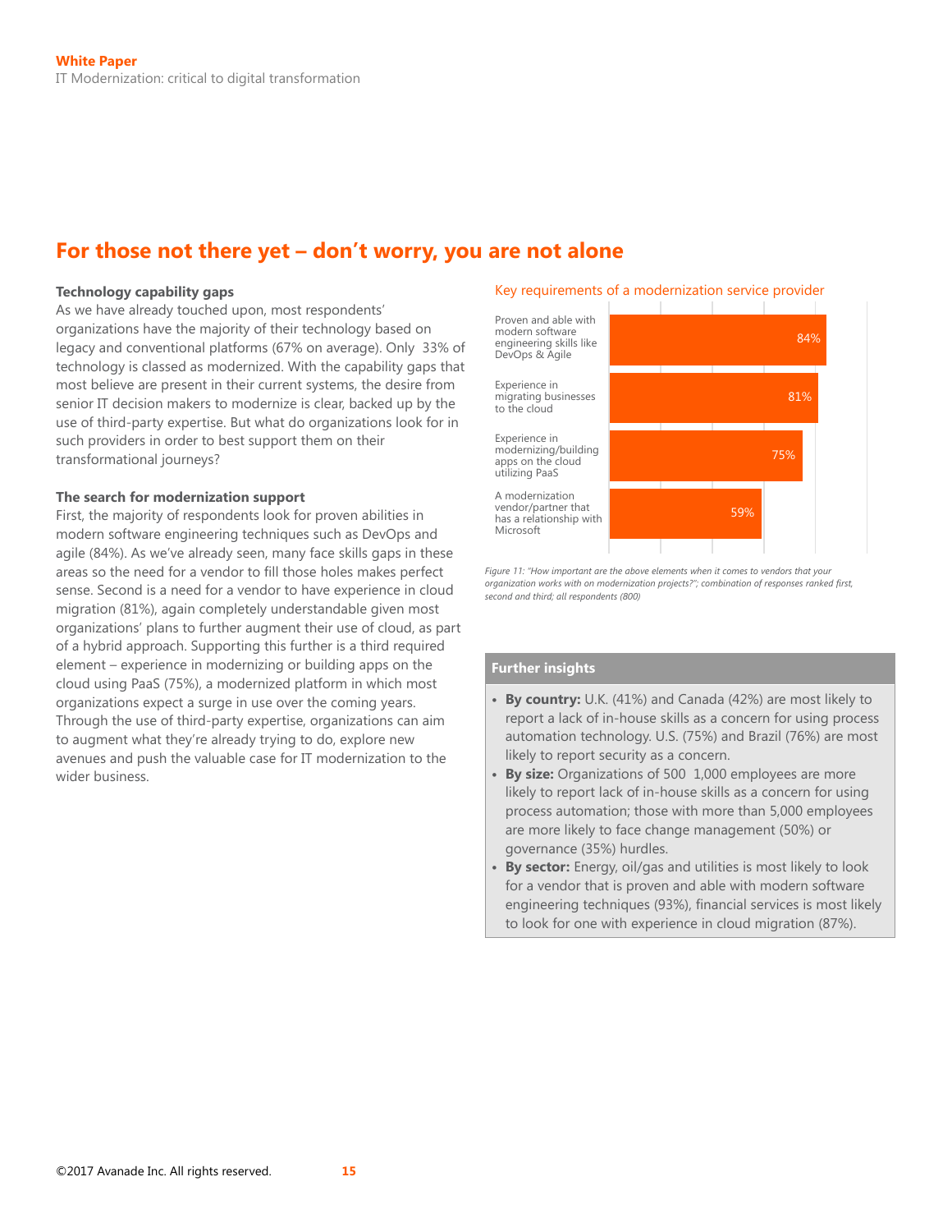## For those not there yet – don't worry, you are not alone

**Technology capability gaps**

As we have already touched upon, most respondents' organizations have the majority of their technology based on legacy and conventional platforms (67% on average). Only 33% of technology is classed as modernized. With the capability gaps that most believe are present in their current systems, the desire from senior IT decision makers to modernize is clear, backed up by the use of third-party expertise. But what do organizations look for in such providers in order to best support them on their transformational journeys?

**The search for modernization support**

First, the majority of respondents look for proven abilities in modern software engineering techniques such as DevOps and agile (84%). As we've already seen, many face skills gaps in these areas so the need for a vendor to fill those holes makes perfect sense. Second is a need for a vendor to have experience in cloud migration (81%), again completely understandable given most organizations' plans to further augment their use of cloud, as part of a hybrid approach. Supporting this further is a third required element – experience in modernizing or building apps on the cloud using PaaS (75%), a modernized platform in which most organizations expect a surge in use over the coming years. Through the use of third-party expertise, organizations can aim to augment what they're already trying to do, explore new avenues and push the valuable case for IT modernization to the wider business.

**Key requirements of a modernization service provider**

| Requirement | % |
|---|---|
| Proven and able with modern software engineering skills like DevOps & Agile | 84% |
| Experience in migrating businesses to the cloud | 81% |
| Experience in modernizing/building apps on the cloud utilizing PaaS | 75% |
| A modernization vendor/partner that has a relationship with Microsoft | 59% |

*Figure 11: "How important are the above elements when it comes to vendors that your organization works with on modernization projects?"; combination of responses ranked first, second and third; all respondents (800)*

**Further insights**

- **By country:** U.K. (41%) and Canada (42%) are most likely to report a lack of in-house skills as a concern for using process automation technology. U.S. (75%) and Brazil (76%) are most likely to report security as a concern.
- **By size:** Organizations of 500 1,000 employees are more likely to report lack of in-house skills as a concern for using process automation; those with more than 5,000 employees are more likely to face change management (50%) or governance (35%) hurdles.
- **By sector:** Energy, oil/gas and utilities is most likely to look for a vendor that is proven and able with modern software engineering techniques (93%), financial services is most likely to look for one with experience in cloud migration (87%).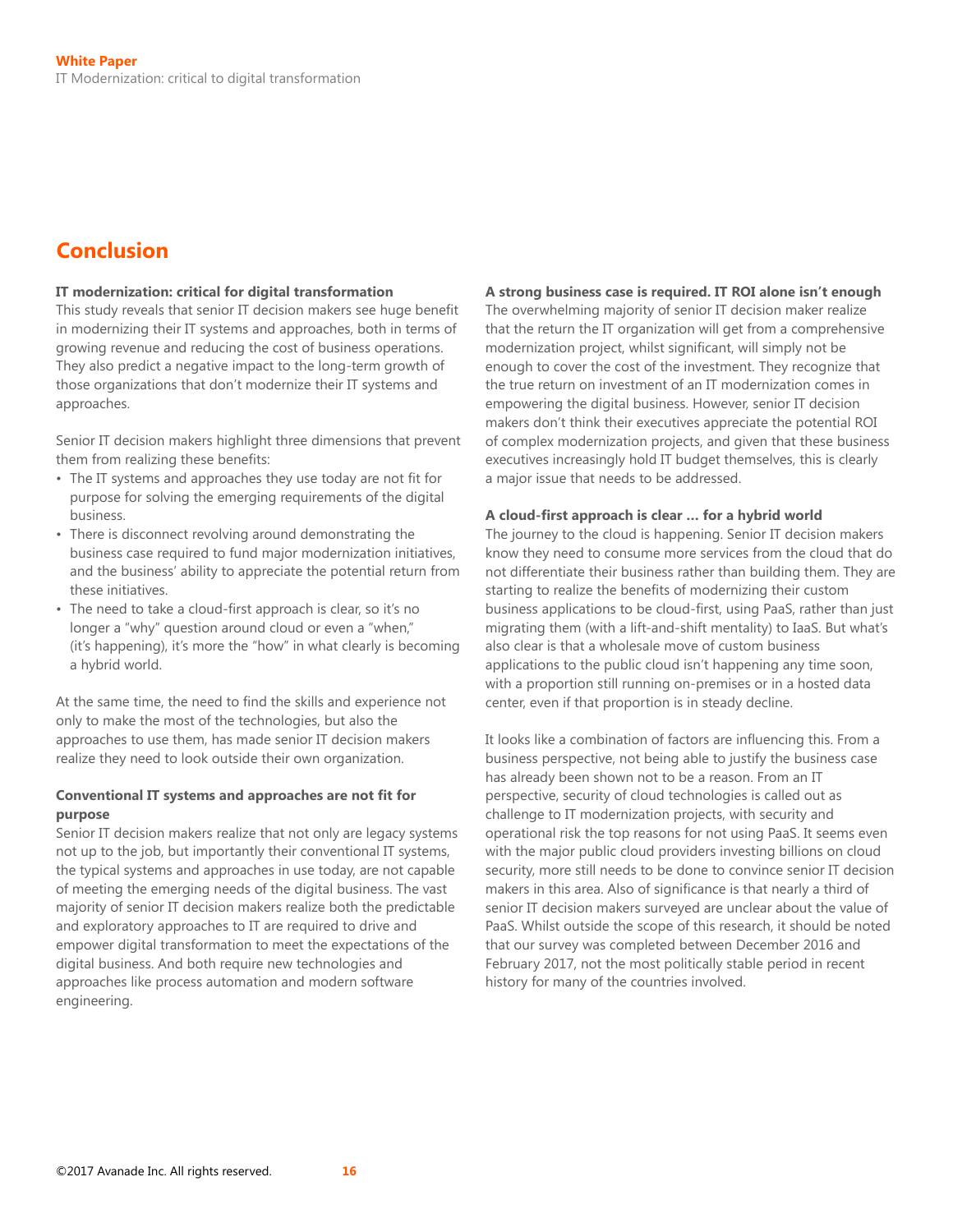## Conclusion

**IT modernization: critical for digital transformation**

This study reveals that senior IT decision makers see huge benefit in modernizing their IT systems and approaches, both in terms of growing revenue and reducing the cost of business operations. They also predict a negative impact to the long-term growth of those organizations that don't modernize their IT systems and approaches.

Senior IT decision makers highlight three dimensions that prevent them from realizing these benefits:

- The IT systems and approaches they use today are not fit for purpose for solving the emerging requirements of the digital business.
- There is disconnect revolving around demonstrating the business case required to fund major modernization initiatives, and the business' ability to appreciate the potential return from these initiatives.
- The need to take a cloud-first approach is clear, so it's no longer a "why" question around cloud or even a "when," (it's happening), it's more the "how" in what clearly is becoming a hybrid world.

At the same time, the need to find the skills and experience not only to make the most of the technologies, but also the approaches to use them, has made senior IT decision makers realize they need to look outside their own organization.

**Conventional IT systems and approaches are not fit for purpose**

Senior IT decision makers realize that not only are legacy systems not up to the job, but importantly their conventional IT systems, the typical systems and approaches in use today, are not capable of meeting the emerging needs of the digital business. The vast majority of senior IT decision makers realize both the predictable and exploratory approaches to IT are required to drive and empower digital transformation to meet the expectations of the digital business. And both require new technologies and approaches like process automation and modern software engineering.

**A strong business case is required. IT ROI alone isn't enough**

The overwhelming majority of senior IT decision maker realize that the return the IT organization will get from a comprehensive modernization project, whilst significant, will simply not be enough to cover the cost of the investment. They recognize that the true return on investment of an IT modernization comes in empowering the digital business. However, senior IT decision makers don't think their executives appreciate the potential ROI of complex modernization projects, and given that these business executives increasingly hold IT budget themselves, this is clearly a major issue that needs to be addressed.

**A cloud-first approach is clear … for a hybrid world**

The journey to the cloud is happening. Senior IT decision makers know they need to consume more services from the cloud that do not differentiate their business rather than building them. They are starting to realize the benefits of modernizing their custom business applications to be cloud-first, using PaaS, rather than just migrating them (with a lift-and-shift mentality) to IaaS. But what's also clear is that a wholesale move of custom business applications to the public cloud isn't happening any time soon, with a proportion still running on-premises or in a hosted data center, even if that proportion is in steady decline.

It looks like a combination of factors are influencing this. From a business perspective, not being able to justify the business case has already been shown not to be a reason. From an IT perspective, security of cloud technologies is called out as challenge to IT modernization projects, with security and operational risk the top reasons for not using PaaS. It seems even with the major public cloud providers investing billions on cloud security, more still needs to be done to convince senior IT decision makers in this area. Also of significance is that nearly a third of senior IT decision makers surveyed are unclear about the value of PaaS. Whilst outside the scope of this research, it should be noted that our survey was completed between December 2016 and February 2017, not the most politically stable period in recent history for many of the countries involved.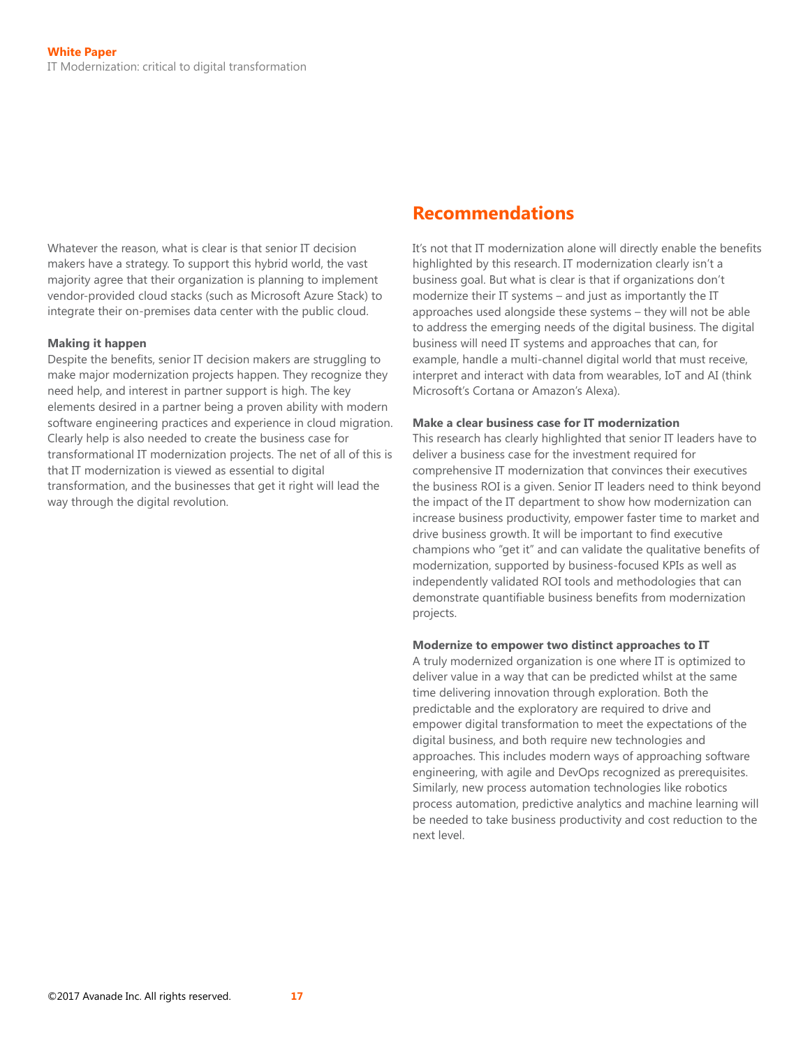Whatever the reason, what is clear is that senior IT decision makers have a strategy. To support this hybrid world, the vast majority agree that their organization is planning to implement vendor-provided cloud stacks (such as Microsoft Azure Stack) to integrate their on-premises data center with the public cloud.

**Making it happen**

Despite the benefits, senior IT decision makers are struggling to make major modernization projects happen. They recognize they need help, and interest in partner support is high. The key elements desired in a partner being a proven ability with modern software engineering practices and experience in cloud migration. Clearly help is also needed to create the business case for transformational IT modernization projects. The net of all of this is that IT modernization is viewed as essential to digital transformation, and the businesses that get it right will lead the way through the digital revolution.

## Recommendations

It's not that IT modernization alone will directly enable the benefits highlighted by this research. IT modernization clearly isn't a business goal. But what is clear is that if organizations don't modernize their IT systems – and just as importantly the IT approaches used alongside these systems – they will not be able to address the emerging needs of the digital business. The digital business will need IT systems and approaches that can, for example, handle a multi-channel digital world that must receive, interpret and interact with data from wearables, IoT and AI (think Microsoft's Cortana or Amazon's Alexa).

**Make a clear business case for IT modernization**

This research has clearly highlighted that senior IT leaders have to deliver a business case for the investment required for comprehensive IT modernization that convinces their executives the business ROI is a given. Senior IT leaders need to think beyond the impact of the IT department to show how modernization can increase business productivity, empower faster time to market and drive business growth. It will be important to find executive champions who "get it" and can validate the qualitative benefits of modernization, supported by business-focused KPIs as well as independently validated ROI tools and methodologies that can demonstrate quantifiable business benefits from modernization projects.

**Modernize to empower two distinct approaches to IT**

A truly modernized organization is one where IT is optimized to deliver value in a way that can be predicted whilst at the same time delivering innovation through exploration. Both the predictable and the exploratory are required to drive and empower digital transformation to meet the expectations of the digital business, and both require new technologies and approaches. This includes modern ways of approaching software engineering, with agile and DevOps recognized as prerequisites. Similarly, new process automation technologies like robotics process automation, predictive analytics and machine learning will be needed to take business productivity and cost reduction to the next level.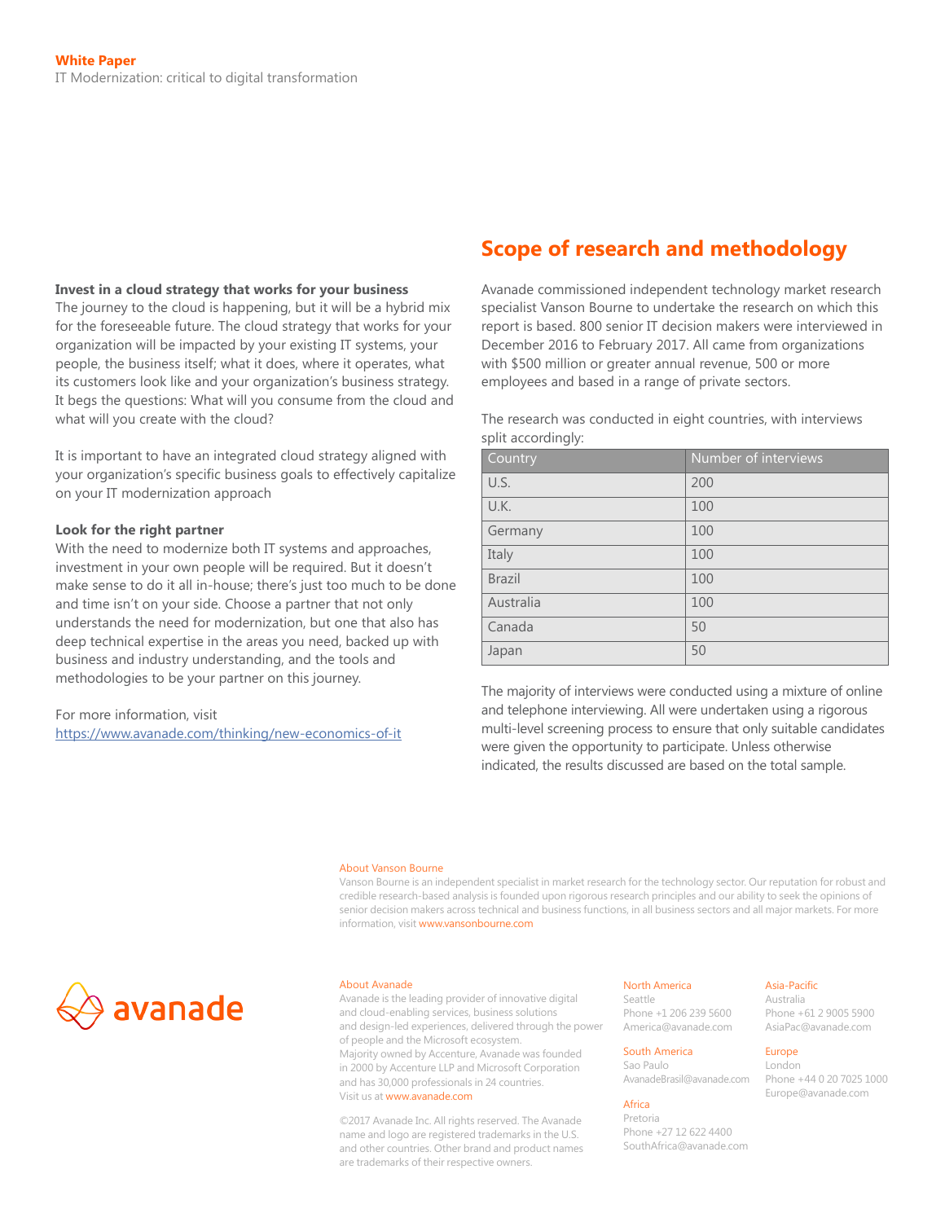**Invest in a cloud strategy that works for your business**
The journey to the cloud is happening, but it will be a hybrid mix for the foreseeable future. The cloud strategy that works for your organization will be impacted by your existing IT systems, your people, the business itself; what it does, where it operates, what its customers look like and your organization's business strategy. It begs the questions: What will you consume from the cloud and what will you create with the cloud?

It is important to have an integrated cloud strategy aligned with your organization's specific business goals to effectively capitalize on your IT modernization approach

**Look for the right partner**
With the need to modernize both IT systems and approaches, investment in your own people will be required. But it doesn't make sense to do it all in-house; there's just too much to be done and time isn't on your side. Choose a partner that not only understands the need for modernization, but one that also has deep technical expertise in the areas you need, backed up with business and industry understanding, and the tools and methodologies to be your partner on this journey.

For more information, visit
https://www.avanade.com/thinking/new-economics-of-it

## Scope of research and methodology

Avanade commissioned independent technology market research specialist Vanson Bourne to undertake the research on which this report is based. 800 senior IT decision makers were interviewed in December 2016 to February 2017. All came from organizations with $500 million or greater annual revenue, 500 or more employees and based in a range of private sectors.

The research was conducted in eight countries, with interviews split accordingly:

| Country | Number of interviews |
|---|---|
| U.S. | 200 |
| U.K. | 100 |
| Germany | 100 |
| Italy | 100 |
| Brazil | 100 |
| Australia | 100 |
| Canada | 50 |
| Japan | 50 |

The majority of interviews were conducted using a mixture of online and telephone interviewing. All were undertaken using a rigorous multi-level screening process to ensure that only suitable candidates were given the opportunity to participate. Unless otherwise indicated, the results discussed are based on the total sample.

About Vanson Bourne
Vanson Bourne is an independent specialist in market research for the technology sector. Our reputation for robust and credible research-based analysis is founded upon rigorous research principles and our ability to seek the opinions of senior decision makers across technical and business functions, in all business sectors and all major markets. For more information, visit www.vansonbourne.com

avanade

About Avanade
Avanade is the leading provider of innovative digital and cloud-enabling services, business solutions and design-led experiences, delivered through the power of people and the Microsoft ecosystem. Majority owned by Accenture, Avanade was founded in 2000 by Accenture LLP and Microsoft Corporation and has 30,000 professionals in 24 countries. Visit us at www.avanade.com

©2017 Avanade Inc. All rights reserved. The Avanade name and logo are registered trademarks in the U.S. and other countries. Other brand and product names are trademarks of their respective owners.

North America
Seattle
Phone +1 206 239 5600
America@avanade.com

South America
Sao Paulo
AvanadeBrasil@avanade.com

Africa
Pretoria
Phone +27 12 622 4400
SouthAfrica@avanade.com

Asia-Pacific
Australia
Phone +61 2 9005 5900
AsiaPac@avanade.com

Europe
London
Phone +44 0 20 7025 1000
Europe@avanade.com